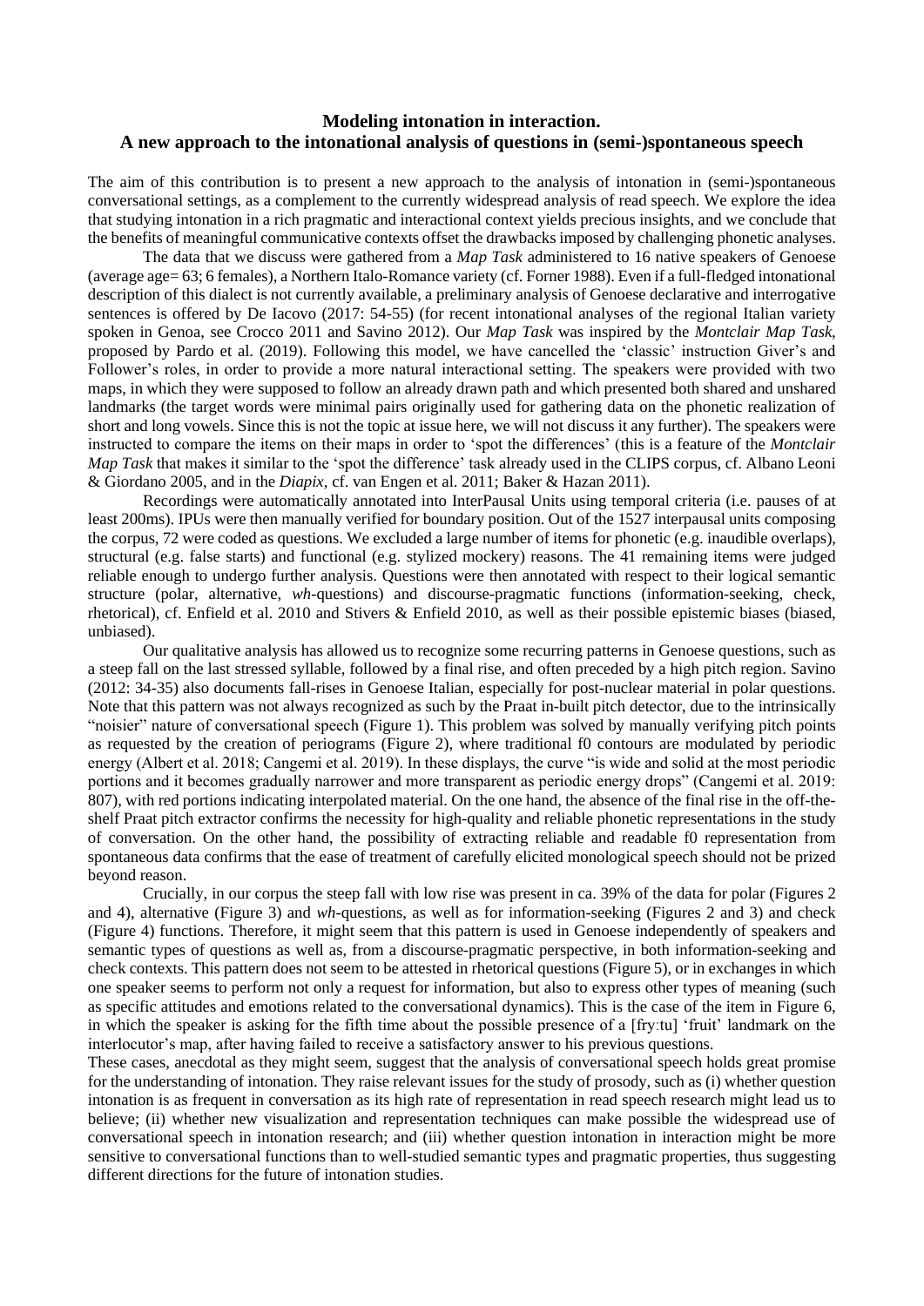# Modeling intonation in interaction.
# A new approach to the intonational analysis of questions in (semi-)spontaneous speech

The aim of this contribution is to present a new approach to the analysis of intonation in (semi-)spontaneous conversational settings, as a complement to the currently widespread analysis of read speech. We explore the idea that studying intonation in a rich pragmatic and interactional context yields precious insights, and we conclude that the benefits of meaningful communicative contexts offset the drawbacks imposed by challenging phonetic analyses.

The data that we discuss were gathered from a *Map Task* administered to 16 native speakers of Genoese (average age= 63; 6 females), a Northern Italo-Romance variety (cf. Forner 1988). Even if a full-fledged intonational description of this dialect is not currently available, a preliminary analysis of Genoese declarative and interrogative sentences is offered by De Iacovo (2017: 54-55) (for recent intonational analyses of the regional Italian variety spoken in Genoa, see Crocco 2011 and Savino 2012). Our *Map Task* was inspired by the *Montclair Map Task*, proposed by Pardo et al. (2019). Following this model, we have cancelled the 'classic' instruction Giver's and Follower's roles, in order to provide a more natural interactional setting. The speakers were provided with two maps, in which they were supposed to follow an already drawn path and which presented both shared and unshared landmarks (the target words were minimal pairs originally used for gathering data on the phonetic realization of short and long vowels. Since this is not the topic at issue here, we will not discuss it any further). The speakers were instructed to compare the items on their maps in order to 'spot the differences' (this is a feature of the *Montclair Map Task* that makes it similar to the 'spot the difference' task already used in the CLIPS corpus, cf. Albano Leoni & Giordano 2005, and in the *Diapix*, cf. van Engen et al. 2011; Baker & Hazan 2011).

Recordings were automatically annotated into InterPausal Units using temporal criteria (i.e. pauses of at least 200ms). IPUs were then manually verified for boundary position. Out of the 1527 interpausal units composing the corpus, 72 were coded as questions. We excluded a large number of items for phonetic (e.g. inaudible overlaps), structural (e.g. false starts) and functional (e.g. stylized mockery) reasons. The 41 remaining items were judged reliable enough to undergo further analysis. Questions were then annotated with respect to their logical semantic structure (polar, alternative, *wh*-questions) and discourse-pragmatic functions (information-seeking, check, rhetorical), cf. Enfield et al. 2010 and Stivers & Enfield 2010, as well as their possible epistemic biases (biased, unbiased).

Our qualitative analysis has allowed us to recognize some recurring patterns in Genoese questions, such as a steep fall on the last stressed syllable, followed by a final rise, and often preceded by a high pitch region. Savino (2012: 34-35) also documents fall-rises in Genoese Italian, especially for post-nuclear material in polar questions. Note that this pattern was not always recognized as such by the Praat in-built pitch detector, due to the intrinsically "noisier" nature of conversational speech (Figure 1). This problem was solved by manually verifying pitch points as requested by the creation of periograms (Figure 2), where traditional f0 contours are modulated by periodic energy (Albert et al. 2018; Cangemi et al. 2019). In these displays, the curve "is wide and solid at the most periodic portions and it becomes gradually narrower and more transparent as periodic energy drops" (Cangemi et al. 2019: 807), with red portions indicating interpolated material. On the one hand, the absence of the final rise in the off-the-shelf Praat pitch extractor confirms the necessity for high-quality and reliable phonetic representations in the study of conversation. On the other hand, the possibility of extracting reliable and readable f0 representation from spontaneous data confirms that the ease of treatment of carefully elicited monological speech should not be prized beyond reason.

Crucially, in our corpus the steep fall with low rise was present in ca. 39% of the data for polar (Figures 2 and 4), alternative (Figure 3) and *wh*-questions, as well as for information-seeking (Figures 2 and 3) and check (Figure 4) functions. Therefore, it might seem that this pattern is used in Genoese independently of speakers and semantic types of questions as well as, from a discourse-pragmatic perspective, in both information-seeking and check contexts. This pattern does not seem to be attested in rhetorical questions (Figure 5), or in exchanges in which one speaker seems to perform not only a request for information, but also to express other types of meaning (such as specific attitudes and emotions related to the conversational dynamics). This is the case of the item in Figure 6, in which the speaker is asking for the fifth time about the possible presence of a [fryːtu] 'fruit' landmark on the interlocutor's map, after having failed to receive a satisfactory answer to his previous questions.

These cases, anecdotal as they might seem, suggest that the analysis of conversational speech holds great promise for the understanding of intonation in conversation. They raise relevant issues for the study of prosody, such as (i) whether question intonation is as frequent in conversation as its high rate of representation in read speech research might lead us to believe; (ii) whether new visualization and representation techniques can make possible the widespread use of conversational speech in intonation research; and (iii) whether question intonation in interaction might be more sensitive to conversational functions than to well-studied semantic types and pragmatic properties, thus suggesting different directions for the future of intonation studies.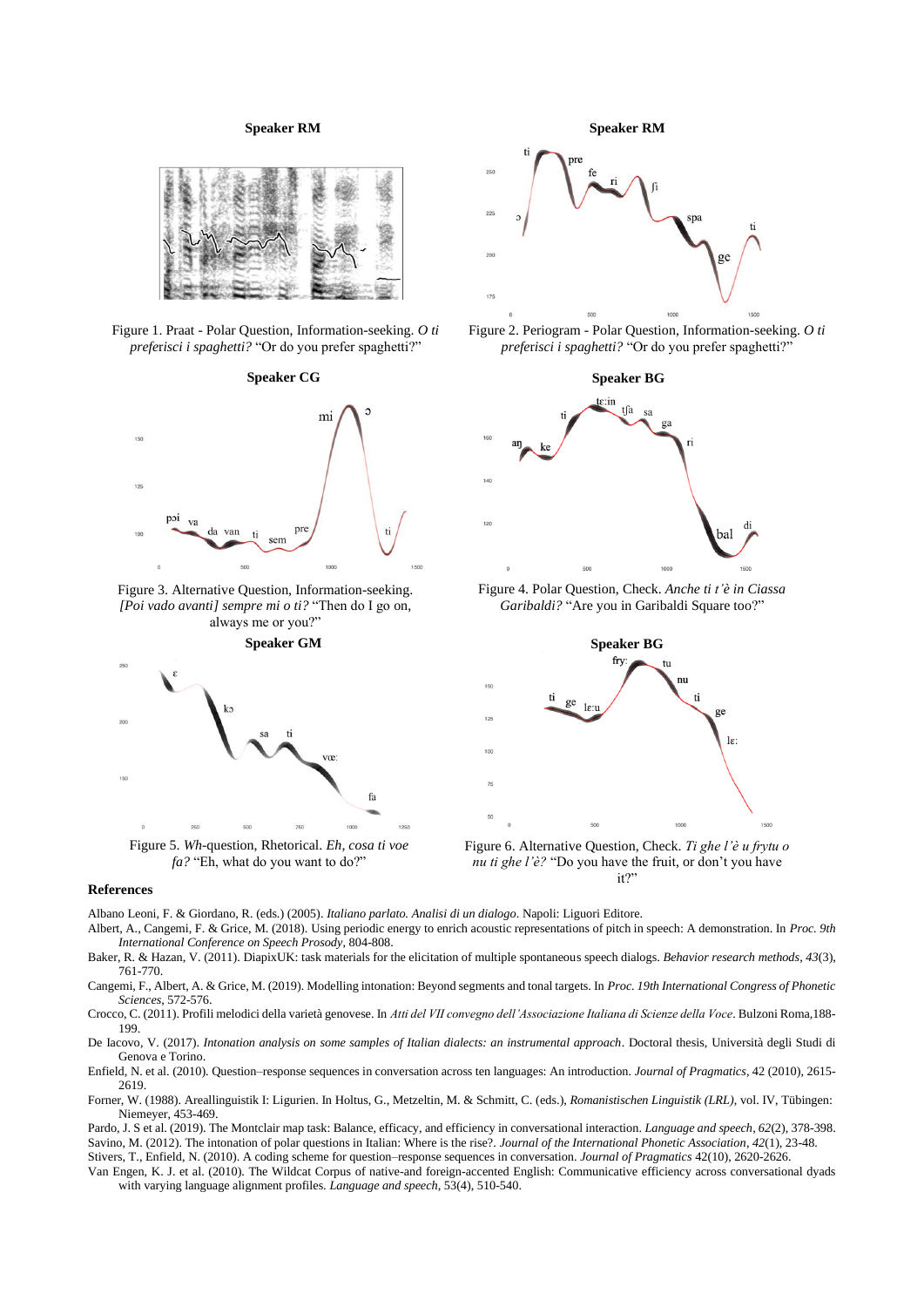**Speaker RM**

Figure 1. Praat - Polar Question, Information-seeking. *O ti preferisci i spaghetti?* "Or do you prefer spaghetti?"

**Speaker RM**

ti
pre
fe
ri
ʃi
ɔ
spa
ti
ge
250
225
200
175
0
500
1000
1500

Figure 2. Periogram - Polar Question, Information-seeking. *O ti preferisci i spaghetti?* "Or do you prefer spaghetti?"

**Speaker CG**

mi
ɔ
pɔi
va
da
van
ti
sem
pre
ti
150
125
100
0
500
1000
1500

Figure 3. Alternative Question, Information-seeking. *[Poi vado avanti] sempre mi o ti?* "Then do I go on, always me or you?"

**Speaker BG**

tɛ:in
tʃa
sa
ti
ga
aŋ
ke
ri
bal
di
160
140
120
0
500
1000
1500

Figure 4. Polar Question, Check. *Anche ti t'è in Ciassa Garibaldi?* "Are you in Garibaldi Square too?"

**Speaker GM**

ɛ
kɔ
sa
ti
vœ:
fa
250
200
150
0
250
500
750
1000
1250

Figure 5. *Wh*-question, Rhetorical. *Eh, cosa ti voe fa?* "Eh, what do you want to do?"

**Speaker BG**

fry:
tu
nu
ti
ge
lɛ:u
ti
ge
lɛ:
150
125
100
75
50
0
500
1000
1500

Figure 6. Alternative Question, Check. *Ti ghe l'è u frytu o nu ti ghe l'è?* "Do you have the fruit, or don't you have it?"

## References

Albano Leoni, F. & Giordano, R. (eds.) (2005). *Italiano parlato. Analisi di un dialogo*. Napoli: Liguori Editore.

Albert, A., Cangemi, F. & Grice, M. (2018). Using periodic energy to enrich acoustic representations of pitch in speech: A demonstration. In *Proc. 9th International Conference on Speech Prosody*, 804-808.

Baker, R. & Hazan, V. (2011). DiapixUK: task materials for the elicitation of multiple spontaneous speech dialogs. *Behavior research methods*, *43*(3), 761-770.

Cangemi, F., Albert, A. & Grice, M. (2019). Modelling intonation: Beyond segments and tonal targets. In *Proc. 19th International Congress of Phonetic Sciences*, 572-576.

Crocco, C. (2011). Profili melodici della varietà genovese. In *Atti del VII convegno dell'Associazione Italiana di Scienze della Voce*. Bulzoni Roma,188-199.

De Iacovo, V. (2017). *Intonation analysis on some samples of Italian dialects: an instrumental approach*. Doctoral thesis, Università degli Studi di Genova e Torino.

Enfield, N. et al. (2010). Question–response sequences in conversation across ten languages: An introduction. *Journal of Pragmatics*, 42 (2010), 2615-2619.

Forner, W. (1988). Areallinguistik I: Ligurien. In Holtus, G., Metzeltin, M. & Schmitt, C. (eds.), *Romanistischen Linguistik (LRL)*, vol. IV, Tübingen: Niemeyer, 453-469.

Pardo, J. S et al. (2019). The Montclair map task: Balance, efficacy, and efficiency in conversational interaction. *Language and speech*, *62*(2), 378-398.

Savino, M. (2012). The intonation of polar questions in Italian: Where is the rise?. *Journal of the International Phonetic Association*, *42*(1), 23-48.

Stivers, T., Enfield, N. (2010). A coding scheme for question–response sequences in conversation. *Journal of Pragmatics* 42(10), 2620-2626.

Van Engen, K. J. et al. (2010). The Wildcat Corpus of native-and foreign-accented English: Communicative efficiency across conversational dyads with varying language alignment profiles. *Language and speech*, 53(4), 510-540.